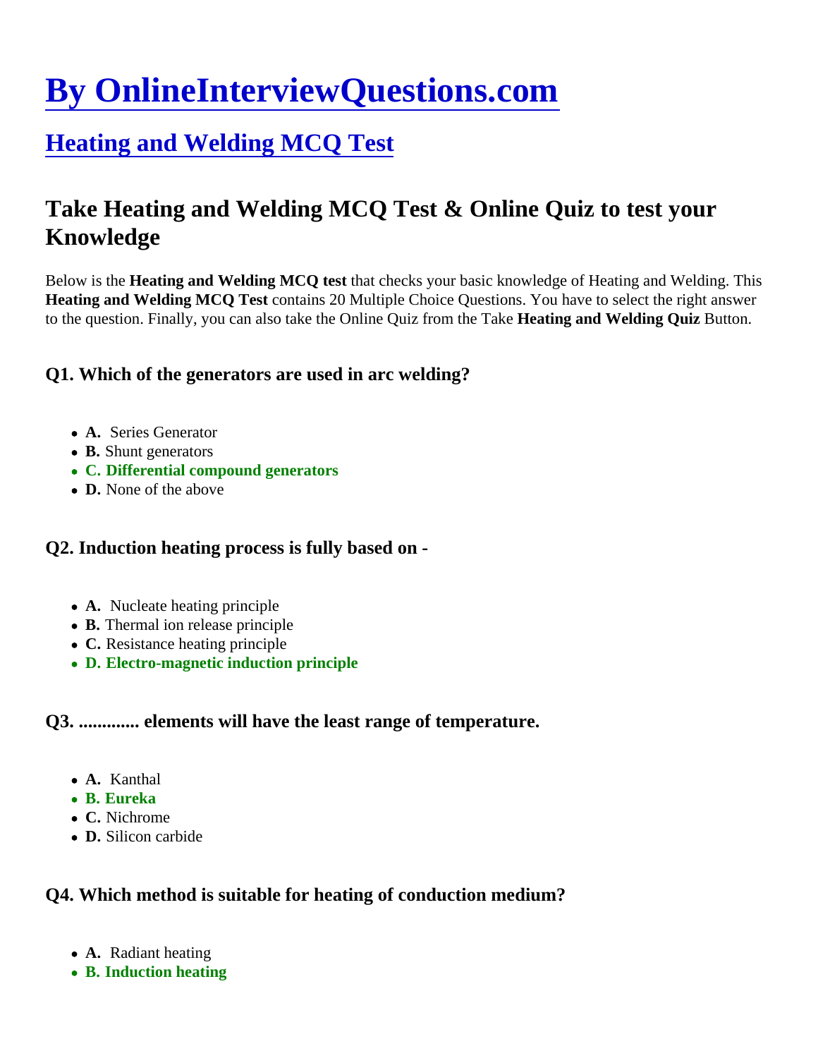# By OnlineInterviewQuestions.com

## Heating and Welding MCQ Test

## Take Heating and Welding MCQ Test & Online Quiz to test your Knowledge

Below is the **Heating and Welding MCQ test** that checks your basic knowledge of Heating and Welding. This **Heating and Welding MCQ Test** contains 20 Multiple Choice Questions. You have to select the right answer to the question. Finally, you can also take the Online Quiz from the Take **Heating and Welding Quiz** Button.

### Q1. Which of the generators are used in arc welding?

- **A.** Series Generator
- **B.** Shunt generators
- **C. Differential compound generators**
- **D.** None of the above

### Q2. Induction heating process is fully based on -

- **A.** Nucleate heating principle
- **B.** Thermal ion release principle
- **C.** Resistance heating principle
- **D. Electro-magnetic induction principle**

### Q3. ............. elements will have the least range of temperature.

- **A.** Kanthal
- **B. Eureka**
- **C.** Nichrome
- **D.** Silicon carbide

### Q4. Which method is suitable for heating of conduction medium?

- **A.** Radiant heating
- **B. Induction heating**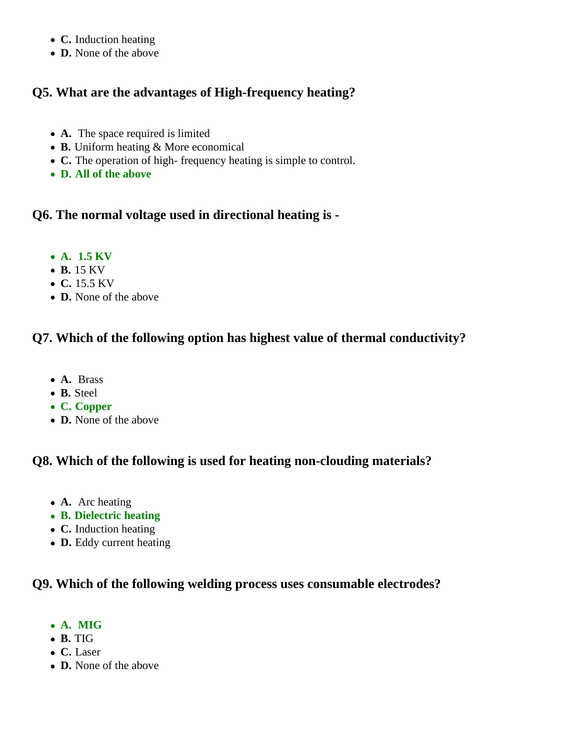- **C.** Induction heating
- **D.** None of the above

### Q5. What are the advantages of High-frequency heating?

- **A.** The space required is limited
- **B.** Uniform heating & More economical
- **C.** The operation of high- frequency heating is simple to control.
- **D. All of the above**

### Q6. The normal voltage used in directional heating is -

- **A. 1.5 KV**
- **B.** 15 KV
- **C.** 15.5 KV
- **D.** None of the above

### Q7. Which of the following option has highest value of thermal conductivity?

- **A.** Brass
- **B.** Steel
- **C. Copper**
- **D.** None of the above

### Q8. Which of the following is used for heating non-clouding materials?

- **A.** Arc heating
- **B. Dielectric heating**
- **C.** Induction heating
- **D.** Eddy current heating

### Q9. Which of the following welding process uses consumable electrodes?

- **A. MIG**
- **B.** TIG
- **C.** Laser
- **D.** None of the above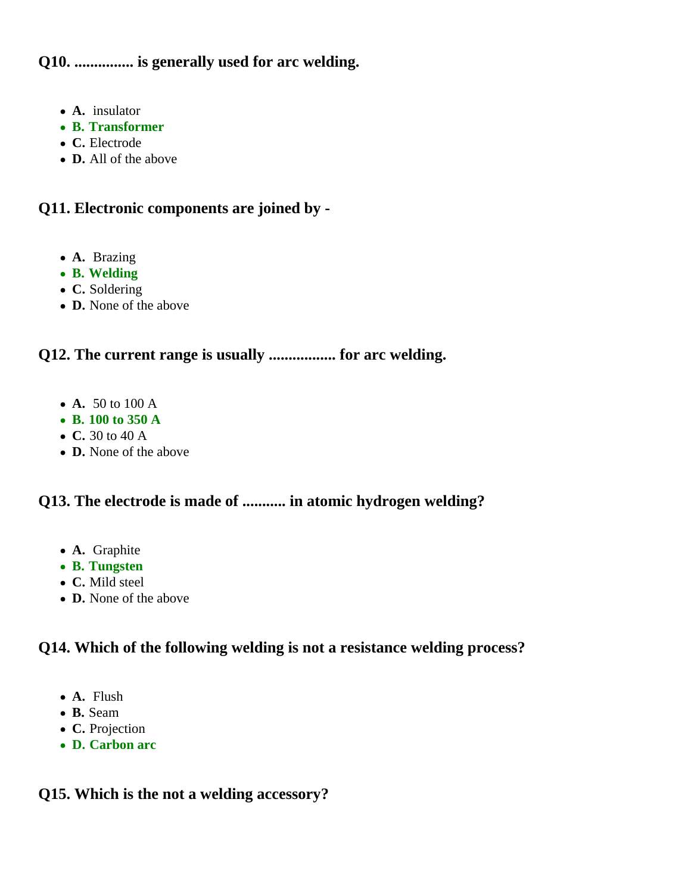### Q10. ............... is generally used for arc welding.

- **A.** insulator
- **B. Transformer**
- **C.** Electrode
- **D.** All of the above

### Q11. Electronic components are joined by -

- **A.** Brazing
- **B. Welding**
- **C.** Soldering
- **D.** None of the above

### Q12. The current range is usually ................. for arc welding.

- **A.** 50 to 100 A
- **B. 100 to 350 A**
- **C.** 30 to 40 A
- **D.** None of the above

### Q13. The electrode is made of ........... in atomic hydrogen welding?

- **A.** Graphite
- **B. Tungsten**
- **C.** Mild steel
- **D.** None of the above

### Q14. Which of the following welding is not a resistance welding process?

- **A.** Flush
- **B.** Seam
- **C.** Projection
- **D. Carbon arc**

### Q15. Which is the not a welding accessory?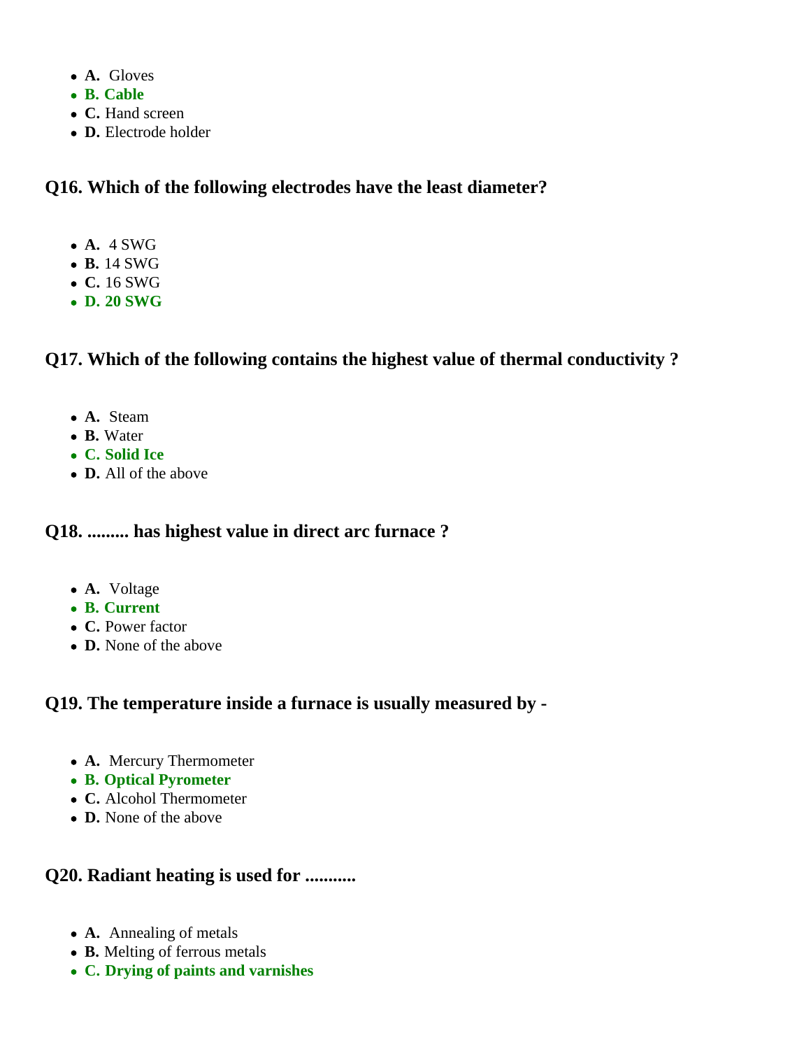- **A.** Gloves
- **B. Cable**
- **C.** Hand screen
- **D.** Electrode holder

### Q16. Which of the following electrodes have the least diameter?

- **A.** 4 SWG
- **B.** 14 SWG
- **C.** 16 SWG
- **D. 20 SWG**

### Q17. Which of the following contains the highest value of thermal conductivity ?

- **A.** Steam
- **B.** Water
- **C. Solid Ice**
- **D.** All of the above

### Q18. ......... has highest value in direct arc furnace ?

- **A.** Voltage
- **B. Current**
- **C.** Power factor
- **D.** None of the above

### Q19. The temperature inside a furnace is usually measured by -

- **A.** Mercury Thermometer
- **B. Optical Pyrometer**
- **C.** Alcohol Thermometer
- **D.** None of the above

### Q20. Radiant heating is used for ...........

- **A.** Annealing of metals
- **B.** Melting of ferrous metals
- **C. Drying of paints and varnishes**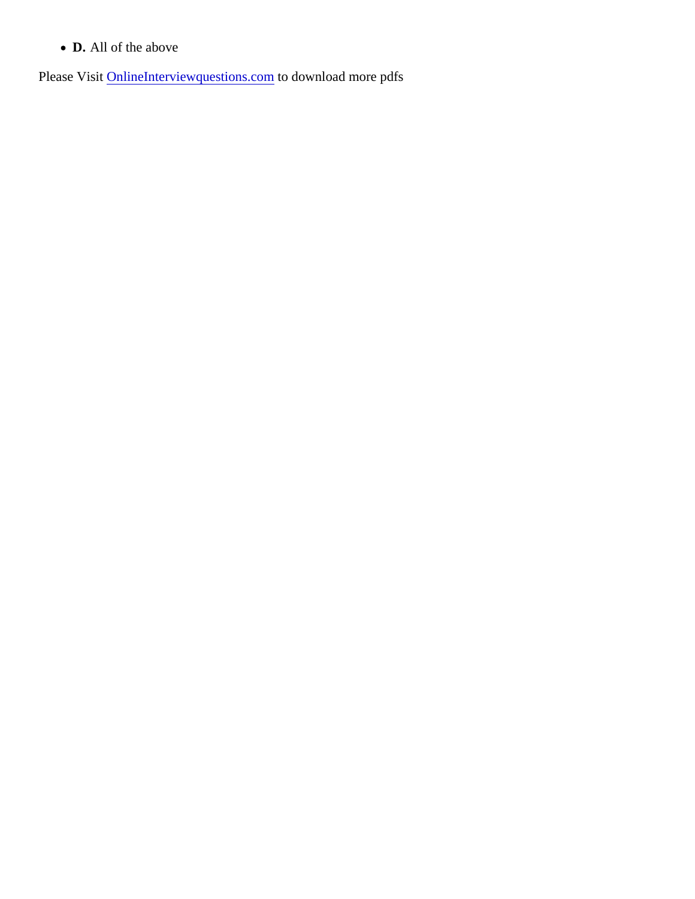- **D.** All of the above

Please Visit [OnlineInterviewquestions.com](OnlineInterviewquestions.com) to download more pdfs